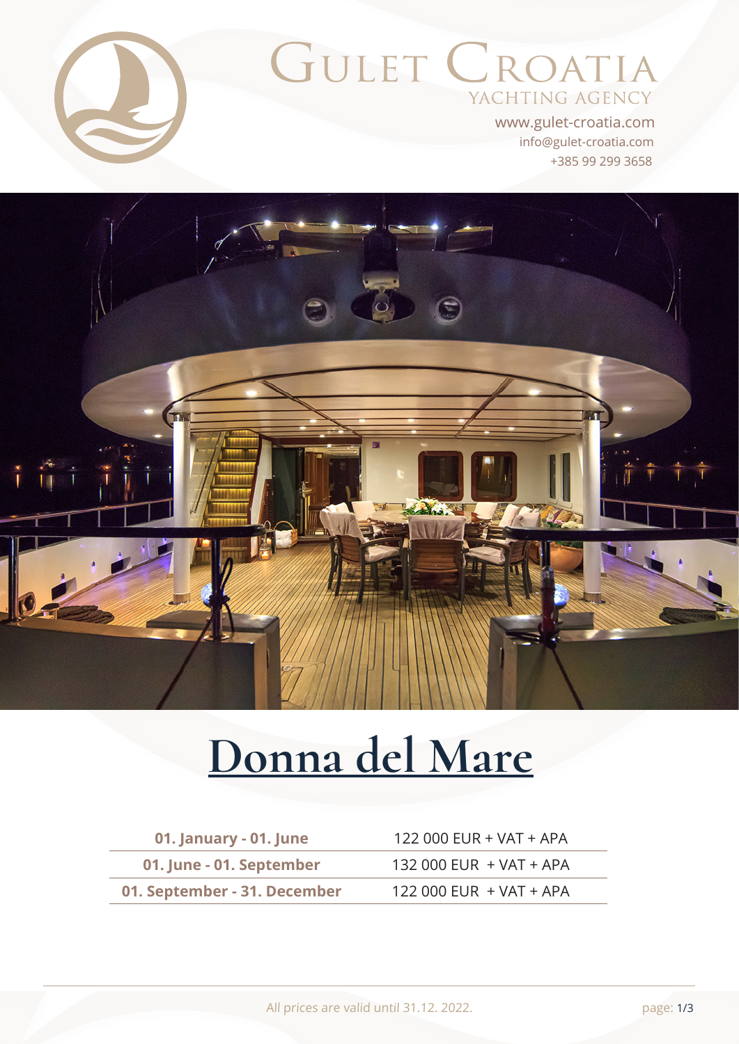# Gulet Croatia

YACHTING AGENCY

www.gulet-croatia.com
info@gulet-croatia.com
+385 99 299 3658

# Donna del Mare

| Period | Price |
|---|---|
| **01. January - 01. June** | 122 000 EUR + VAT + APA |
| **01. June - 01. September** | 132 000 EUR + VAT + APA |
| **01. September - 31. December** | 122 000 EUR + VAT + APA |

All prices are valid until 31.12. 2022.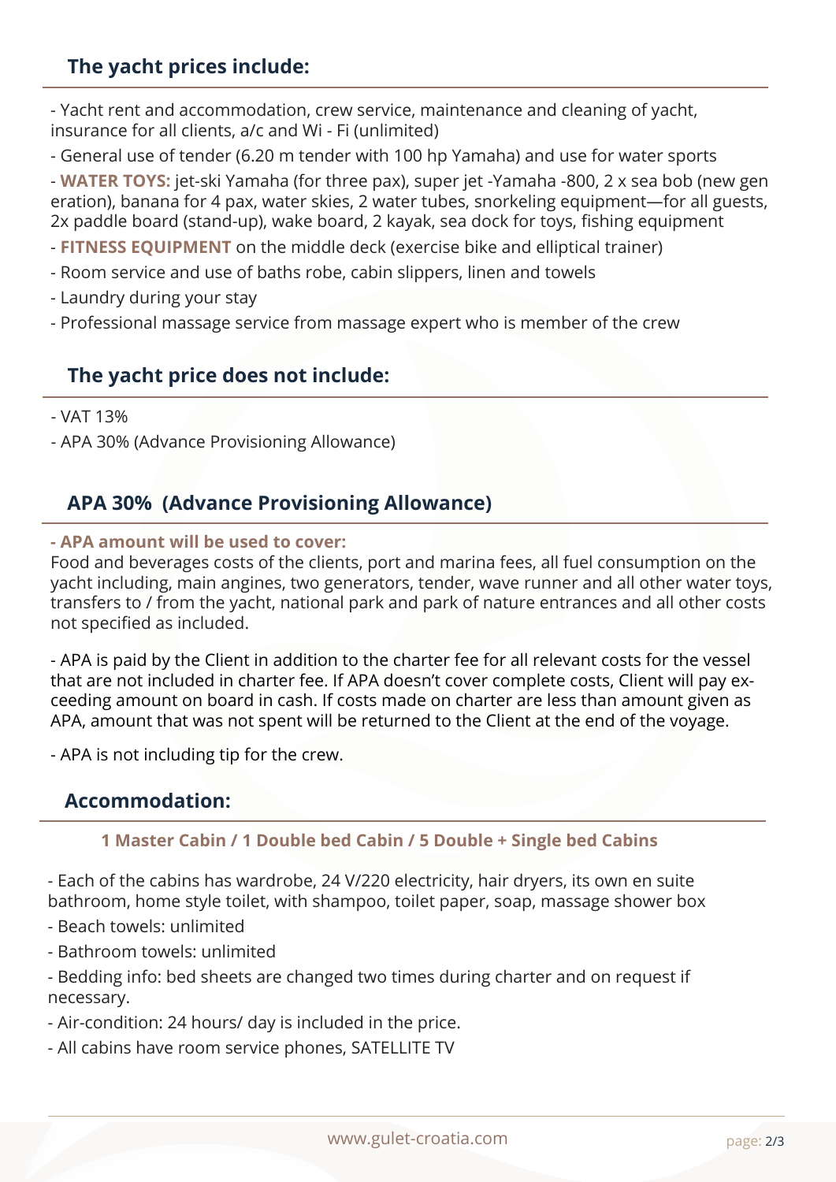## The yacht prices include:

- Yacht rent and accommodation, crew service, maintenance and cleaning of yacht, insurance for all clients, a/c and Wi - Fi (unlimited)
- General use of tender (6.20 m tender with 100 hp Yamaha) and use for water sports
- **WATER TOYS:** jet-ski Yamaha (for three pax), super jet -Yamaha -800, 2 x sea bob (new generation), banana for 4 pax, water skies, 2 water tubes, snorkeling equipment—for all guests, 2x paddle board (stand-up), wake board, 2 kayak, sea dock for toys, fishing equipment
- **FITNESS EQUIPMENT** on the middle deck (exercise bike and elliptical trainer)
- Room service and use of baths robe, cabin slippers, linen and towels
- Laundry during your stay
- Professional massage service from massage expert who is member of the crew

## The yacht price does not include:

- VAT 13%
- APA 30% (Advance Provisioning Allowance)

## APA 30% (Advance Provisioning Allowance)

**- APA amount will be used to cover:**
Food and beverages costs of the clients, port and marina fees, all fuel consumption on the yacht including, main angines, two generators, tender, wave runner and all other water toys, transfers to / from the yacht, national park and park of nature entrances and all other costs not specified as included.

- APA is paid by the Client in addition to the charter fee for all relevant costs for the vessel that are not included in charter fee. If APA doesn't cover complete costs, Client will pay exceeding amount on board in cash. If costs made on charter are less than amount given as APA, amount that was not spent will be returned to the Client at the end of the voyage.

- APA is not including tip for the crew.

## Accommodation:

**1 Master Cabin / 1 Double bed Cabin / 5 Double + Single bed Cabins**

- Each of the cabins has wardrobe, 24 V/220 electricity, hair dryers, its own en suite bathroom, home style toilet, with shampoo, toilet paper, soap, massage shower box
- Beach towels: unlimited
- Bathroom towels: unlimited
- Bedding info: bed sheets are changed two times during charter and on request if necessary.
- Air-condition: 24 hours/ day is included in the price.
- All cabins have room service phones, SATELLITE TV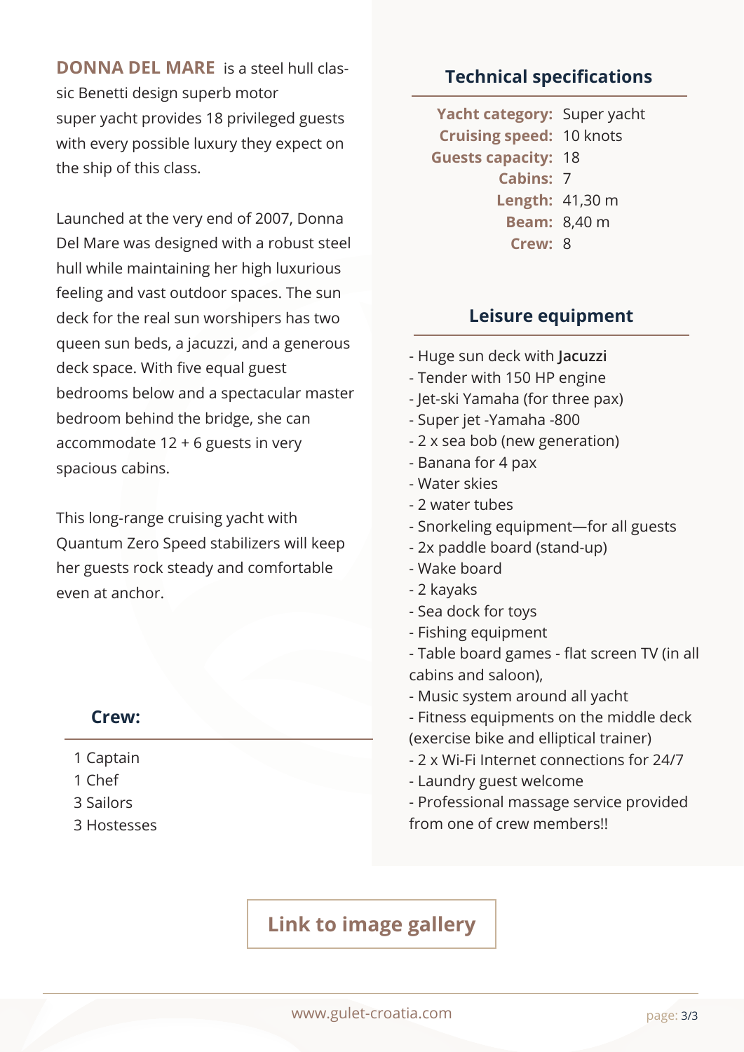**DONNA DEL MARE** is a steel hull classic Benetti design superb motor super yacht provides 18 privileged guests with every possible luxury they expect on the ship of this class.

Launched at the very end of 2007, Donna Del Mare was designed with a robust steel hull while maintaining her high luxurious feeling and vast outdoor spaces. The sun deck for the real sun worshipers has two queen sun beds, a jacuzzi, and a generous deck space. With five equal guest bedrooms below and a spectacular master bedroom behind the bridge, she can accommodate 12 + 6 guests in very spacious cabins.

This long-range cruising yacht with Quantum Zero Speed stabilizers will keep her guests rock steady and comfortable even at anchor.

### Crew:

1 Captain
1 Chef
3 Sailors
3 Hostesses

### Technical specifications

| | |
|---|---|
| **Yacht category:** | Super yacht |
| **Cruising speed:** | 10 knots |
| **Guests capacity:** | 18 |
| **Cabins:** | 7 |
| **Length:** | 41,30 m |
| **Beam:** | 8,40 m |
| **Crew:** | 8 |

### Leisure equipment

- Huge sun deck with **Jacuzzi**
- Tender with 150 HP engine
- Jet-ski Yamaha (for three pax)
- Super jet -Yamaha -800
- 2 x sea bob (new generation)
- Banana for 4 pax
- Water skies
- 2 water tubes
- Snorkeling equipment—for all guests
- 2x paddle board (stand-up)
- Wake board
- 2 kayaks
- Sea dock for toys
- Fishing equipment
- Table board games - flat screen TV (in all cabins and saloon),
- Music system around all yacht
- Fitness equipments on the middle deck (exercise bike and elliptical trainer)
- 2 x Wi-Fi Internet connections for 24/7
- Laundry guest welcome
- Professional massage service provided from one of crew members!!

**Link to image gallery**

www.gulet-croatia.com